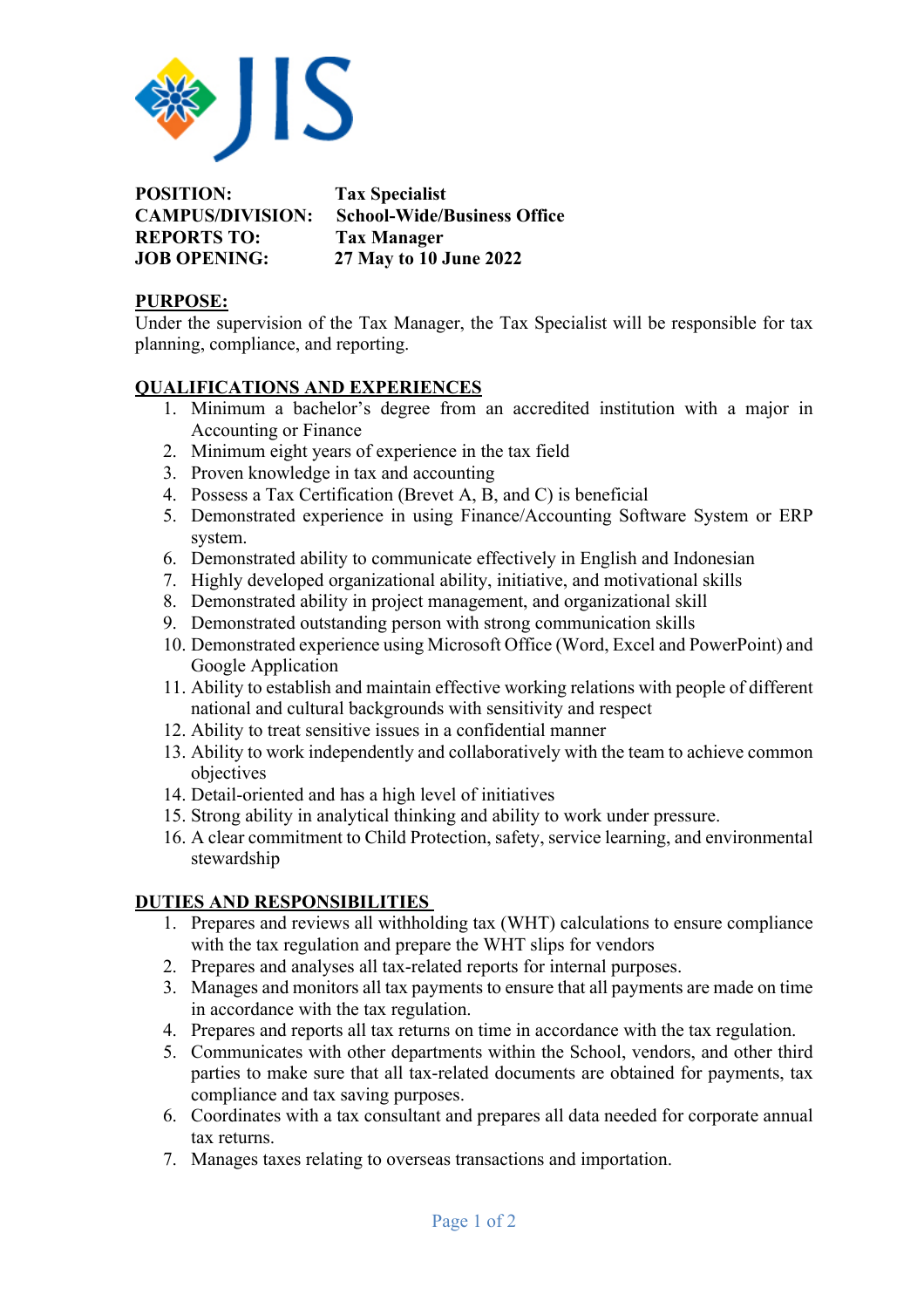**POSITION:** Tax Specialist
**CAMPUS/DIVISION:** School-Wide/Business Office
**REPORTS TO:** Tax Manager
**JOB OPENING:** 27 May to 10 June 2022

## PURPOSE:

Under the supervision of the Tax Manager, the Tax Specialist will be responsible for tax planning, compliance, and reporting.

## QUALIFICATIONS AND EXPERIENCES

1. Minimum a bachelor's degree from an accredited institution with a major in Accounting or Finance
2. Minimum eight years of experience in the tax field
3. Proven knowledge in tax and accounting
4. Possess a Tax Certification (Brevet A, B, and C) is beneficial
5. Demonstrated experience in using Finance/Accounting Software System or ERP system.
6. Demonstrated ability to communicate effectively in English and Indonesian
7. Highly developed organizational ability, initiative, and motivational skills
8. Demonstrated ability in project management, and organizational skill
9. Demonstrated outstanding person with strong communication skills
10. Demonstrated experience using Microsoft Office (Word, Excel and PowerPoint) and Google Application
11. Ability to establish and maintain effective working relations with people of different national and cultural backgrounds with sensitivity and respect
12. Ability to treat sensitive issues in a confidential manner
13. Ability to work independently and collaboratively with the team to achieve common objectives
14. Detail-oriented and has a high level of initiatives
15. Strong ability in analytical thinking and ability to work under pressure.
16. A clear commitment to Child Protection, safety, service learning, and environmental stewardship

## DUTIES AND RESPONSIBILITIES

1. Prepares and reviews all withholding tax (WHT) calculations to ensure compliance with the tax regulation and prepare the WHT slips for vendors
2. Prepares and analyses all tax-related reports for internal purposes.
3. Manages and monitors all tax payments to ensure that all payments are made on time in accordance with the tax regulation.
4. Prepares and reports all tax returns on time in accordance with the tax regulation.
5. Communicates with other departments within the School, vendors, and other third parties to make sure that all tax-related documents are obtained for payments, tax compliance and tax saving purposes.
6. Coordinates with a tax consultant and prepares all data needed for corporate annual tax returns.
7. Manages taxes relating to overseas transactions and importation.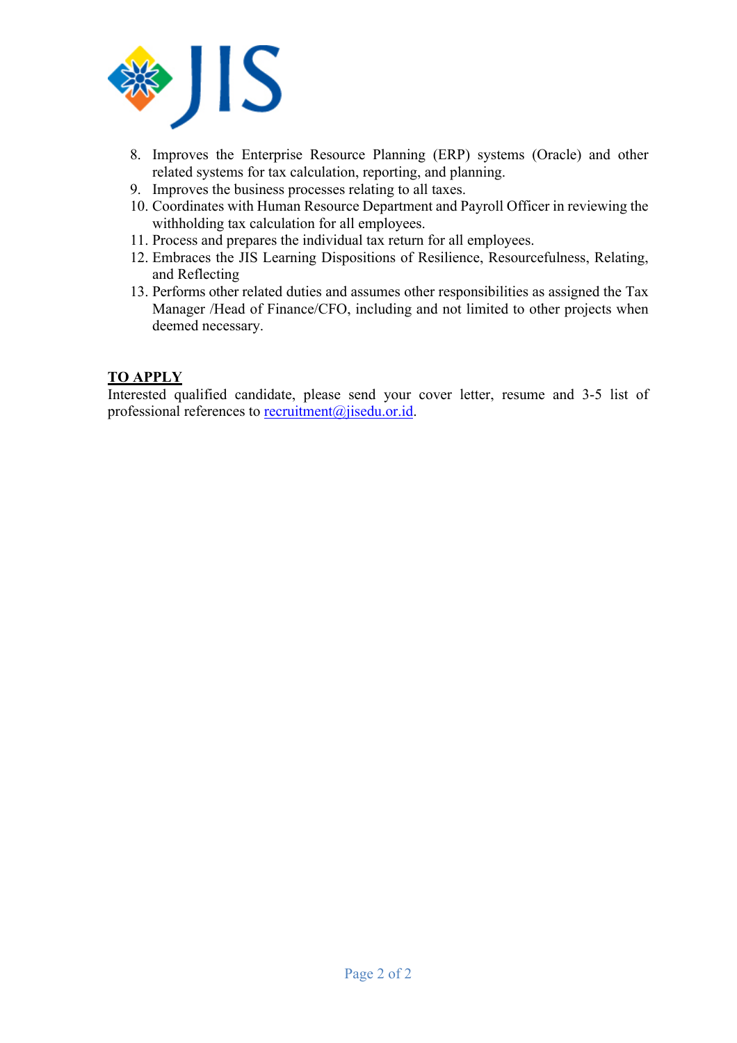8. Improves the Enterprise Resource Planning (ERP) systems (Oracle) and other related systems for tax calculation, reporting, and planning.
9. Improves the business processes relating to all taxes.
10. Coordinates with Human Resource Department and Payroll Officer in reviewing the withholding tax calculation for all employees.
11. Process and prepares the individual tax return for all employees.
12. Embraces the JIS Learning Dispositions of Resilience, Resourcefulness, Relating, and Reflecting
13. Performs other related duties and assumes other responsibilities as assigned the Tax Manager /Head of Finance/CFO, including and not limited to other projects when deemed necessary.

**TO APPLY**

Interested qualified candidate, please send your cover letter, resume and 3-5 list of professional references to recruitment@jisedu.or.id.